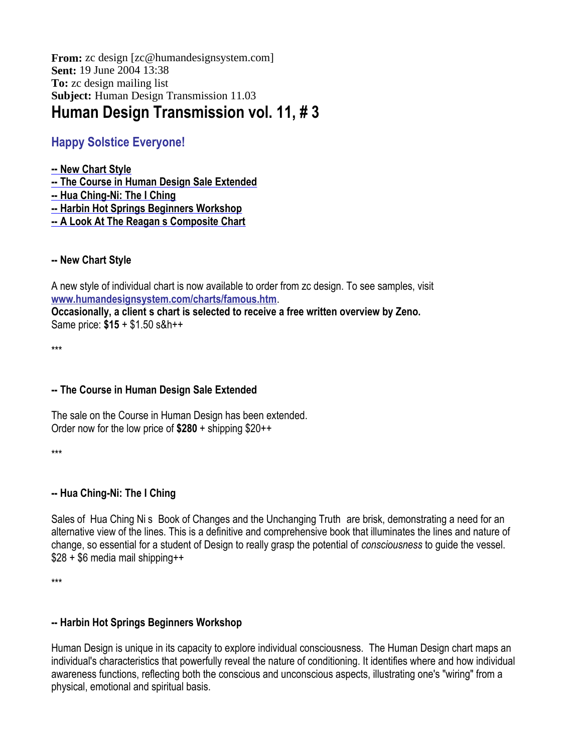**From:** zc design [zc@humandesignsystem.com]
**Sent:** 19 June 2004 13:38
**To:** zc design mailing list
**Subject:** Human Design Transmission 11.03

# Human Design Transmission vol. 11, # 3

## Happy Solstice Everyone!

**-- New Chart Style**
**-- The Course in Human Design Sale Extended**
**-- Hua Ching-Ni: The I Ching**
**-- Harbin Hot Springs Beginners Workshop**
**-- A Look At The Reagan s Composite Chart**

### -- New Chart Style

A new style of individual chart is now available to order from zc design. To see samples, visit www.humandesignsystem.com/charts/famous.htm.
**Occasionally, a client s chart is selected to receive a free written overview by Zeno.**
Same price: **$15** + $1.50 s&h++

***

### -- The Course in Human Design Sale Extended

The sale on the Course in Human Design has been extended.
Order now for the low price of **$280** + shipping $20++

***

### -- Hua Ching-Ni: The I Ching

Sales of Hua Ching Ni s Book of Changes and the Unchanging Truth are brisk, demonstrating a need for an alternative view of the lines. This is a definitive and comprehensive book that illuminates the lines and nature of change, so essential for a student of Design to really grasp the potential of *consciousness* to guide the vessel.
$28 + $6 media mail shipping++

***

### -- Harbin Hot Springs Beginners Workshop

Human Design is unique in its capacity to explore individual consciousness. The Human Design chart maps an individual's characteristics that powerfully reveal the nature of conditioning. It identifies where and how individual awareness functions, reflecting both the conscious and unconscious aspects, illustrating one's "wiring" from a physical, emotional and spiritual basis.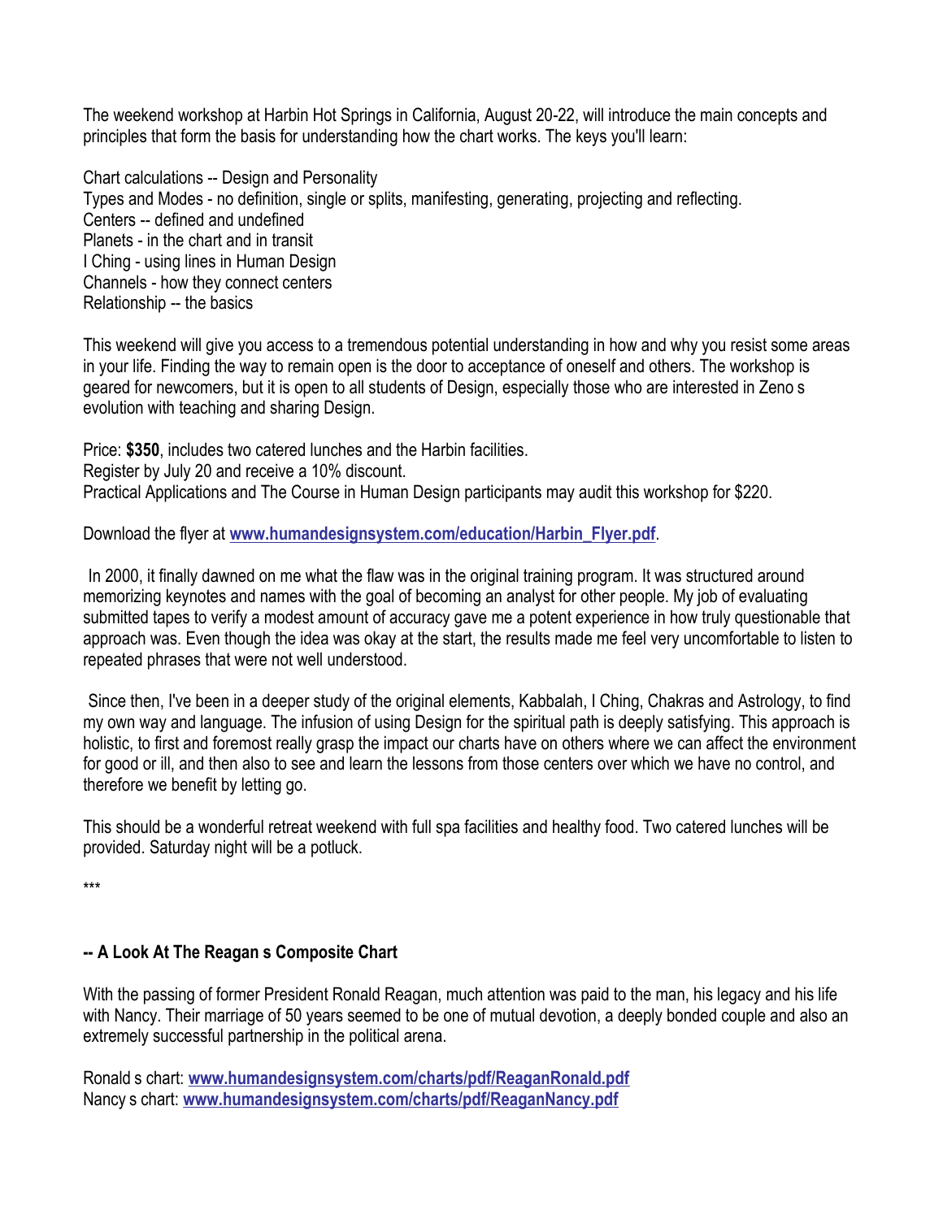The weekend workshop at Harbin Hot Springs in California, August 20-22, will introduce the main concepts and principles that form the basis for understanding how the chart works. The keys you'll learn:

Chart calculations -- Design and Personality
Types and Modes - no definition, single or splits, manifesting, generating, projecting and reflecting.
Centers -- defined and undefined
Planets - in the chart and in transit
I Ching - using lines in Human Design
Channels - how they connect centers
Relationship -- the basics

This weekend will give you access to a tremendous potential understanding in how and why you resist some areas in your life. Finding the way to remain open is the door to acceptance of oneself and others. The workshop is geared for newcomers, but it is open to all students of Design, especially those who are interested in Zeno s evolution with teaching and sharing Design.

Price: **$350**, includes two catered lunches and the Harbin facilities.
Register by July 20 and receive a 10% discount.
Practical Applications and The Course in Human Design participants may audit this workshop for $220.

Download the flyer at **www.humandesignsystem.com/education/Harbin_Flyer.pdf**.

In 2000, it finally dawned on me what the flaw was in the original training program. It was structured around memorizing keynotes and names with the goal of becoming an analyst for other people. My job of evaluating submitted tapes to verify a modest amount of accuracy gave me a potent experience in how truly questionable that approach was. Even though the idea was okay at the start, the results made me feel very uncomfortable to listen to repeated phrases that were not well understood.

Since then, I've been in a deeper study of the original elements, Kabbalah, I Ching, Chakras and Astrology, to find my own way and language. The infusion of using Design for the spiritual path is deeply satisfying. This approach is holistic, to first and foremost really grasp the impact our charts have on others where we can affect the environment for good or ill, and then also to see and learn the lessons from those centers over which we have no control, and therefore we benefit by letting go.

This should be a wonderful retreat weekend with full spa facilities and healthy food. Two catered lunches will be provided. Saturday night will be a potluck.

***

### -- A Look At The Reagan s Composite Chart

With the passing of former President Ronald Reagan, much attention was paid to the man, his legacy and his life with Nancy. Their marriage of 50 years seemed to be one of mutual devotion, a deeply bonded couple and also an extremely successful partnership in the political arena.

Ronald s chart: **www.humandesignsystem.com/charts/pdf/ReaganRonald.pdf**
Nancy s chart: **www.humandesignsystem.com/charts/pdf/ReaganNancy.pdf**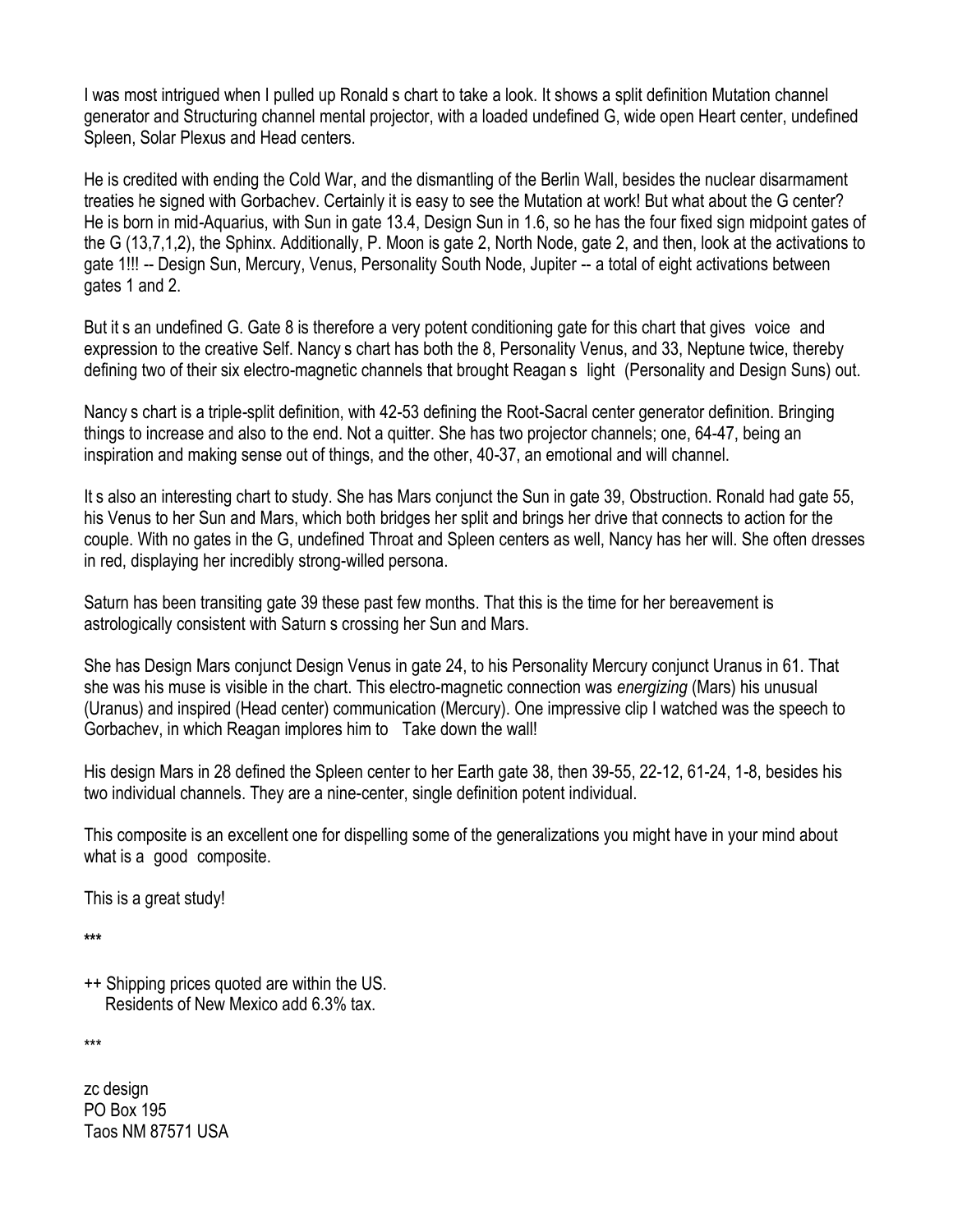I was most intrigued when I pulled up Ronald s chart to take a look. It shows a split definition Mutation channel generator and Structuring channel mental projector, with a loaded undefined G, wide open Heart center, undefined Spleen, Solar Plexus and Head centers.

He is credited with ending the Cold War, and the dismantling of the Berlin Wall, besides the nuclear disarmament treaties he signed with Gorbachev. Certainly it is easy to see the Mutation at work! But what about the G center? He is born in mid-Aquarius, with Sun in gate 13.4, Design Sun in 1.6, so he has the four fixed sign midpoint gates of the G (13,7,1,2), the Sphinx. Additionally, P. Moon is gate 2, North Node, gate 2, and then, look at the activations to gate 1!!! -- Design Sun, Mercury, Venus, Personality South Node, Jupiter -- a total of eight activations between gates 1 and 2.

But it s an undefined G. Gate 8 is therefore a very potent conditioning gate for this chart that gives voice and expression to the creative Self. Nancy s chart has both the 8, Personality Venus, and 33, Neptune twice, thereby defining two of their six electro-magnetic channels that brought Reagan s light (Personality and Design Suns) out.

Nancy s chart is a triple-split definition, with 42-53 defining the Root-Sacral center generator definition. Bringing things to increase and also to the end. Not a quitter. She has two projector channels; one, 64-47, being an inspiration and making sense out of things, and the other, 40-37, an emotional and will channel.

It s also an interesting chart to study. She has Mars conjunct the Sun in gate 39, Obstruction. Ronald had gate 55, his Venus to her Sun and Mars, which both bridges her split and brings her drive that connects to action for the couple. With no gates in the G, undefined Throat and Spleen centers as well, Nancy has her will. She often dresses in red, displaying her incredibly strong-willed persona.

Saturn has been transiting gate 39 these past few months. That this is the time for her bereavement is astrologically consistent with Saturn s crossing her Sun and Mars.

She has Design Mars conjunct Design Venus in gate 24, to his Personality Mercury conjunct Uranus in 61. That she was his muse is visible in the chart. This electro-magnetic connection was *energizing* (Mars) his unusual (Uranus) and inspired (Head center) communication (Mercury). One impressive clip I watched was the speech to Gorbachev, in which Reagan implores him to Take down the wall!

His design Mars in 28 defined the Spleen center to her Earth gate 38, then 39-55, 22-12, 61-24, 1-8, besides his two individual channels. They are a nine-center, single definition potent individual.

This composite is an excellent one for dispelling some of the generalizations you might have in your mind about what is a good composite.

This is a great study!

***

++ Shipping prices quoted are within the US.
Residents of New Mexico add 6.3% tax.

***

zc design
PO Box 195
Taos NM 87571 USA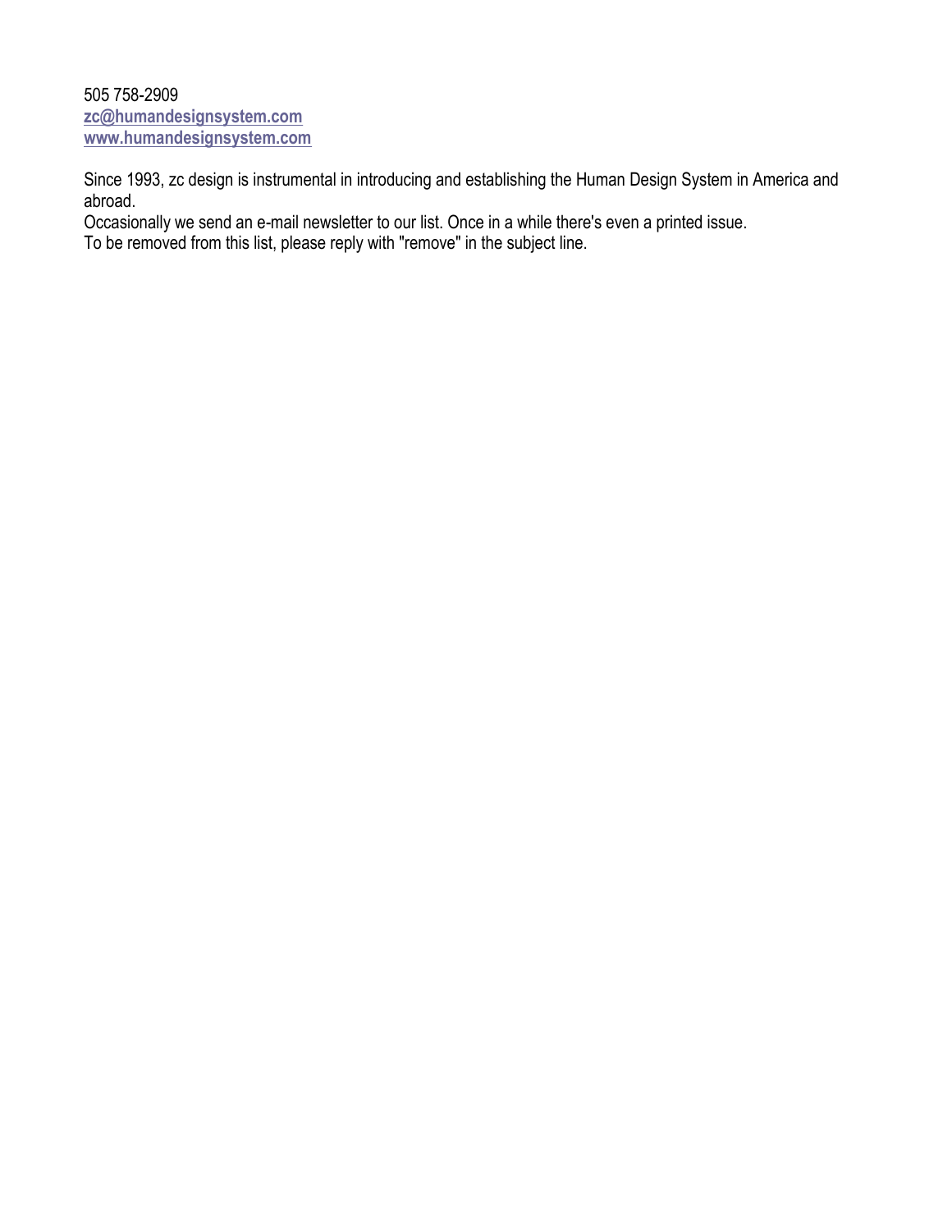505 758-2909
**zc@humandesignsystem.com**
**www.humandesignsystem.com**

Since 1993, zc design is instrumental in introducing and establishing the Human Design System in America and abroad.
Occasionally we send an e-mail newsletter to our list. Once in a while there's even a printed issue.
To be removed from this list, please reply with "remove" in the subject line.